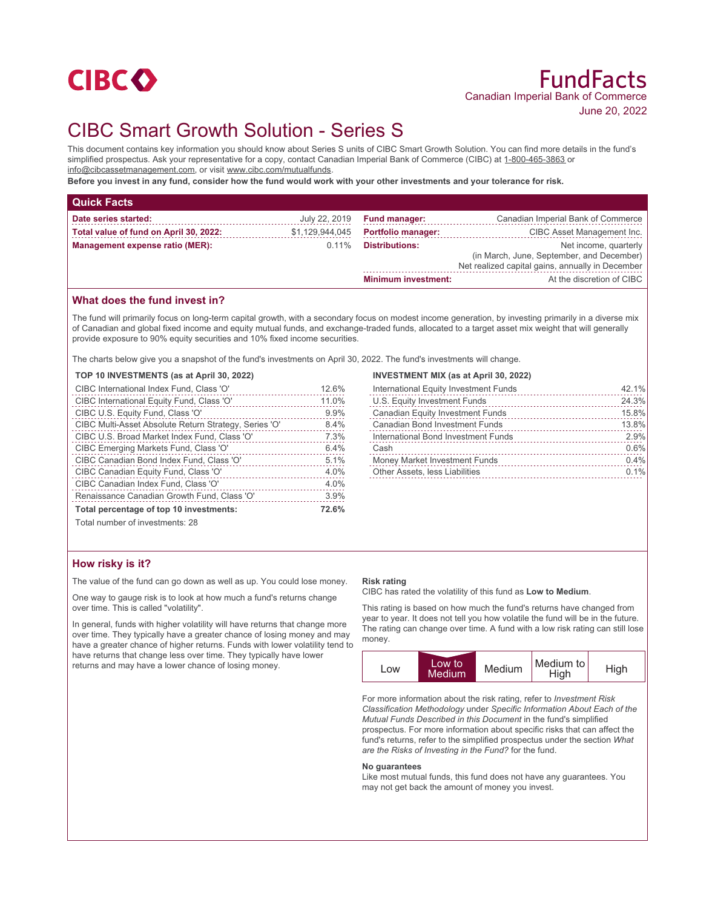CIBC

# FundFacts

Canadian Imperial Bank of Commerce

June 20, 2022

# CIBC Smart Growth Solution - Series S

This document contains key information you should know about Series S units of CIBC Smart Growth Solution. You can find more details in the fund's simplified prospectus. Ask your representative for a copy, contact Canadian Imperial Bank of Commerce (CIBC) at 1-800-465-3863 or info@cibcassetmanagement.com, or visit www.cibc.com/mutualfunds.

**Before you invest in any fund, consider how the fund would work with your other investments and your tolerance for risk.**

## Quick Facts

| | | | |
|---|---|---|---|
| **Date series started:** | July 22, 2019 | **Fund manager:** | Canadian Imperial Bank of Commerce |
| **Total value of fund on April 30, 2022:** | $1,129,944,045 | **Portfolio manager:** | CIBC Asset Management Inc. |
| **Management expense ratio (MER):** | 0.11% | **Distributions:** | Net income, quarterly (in March, June, September, and December) Net realized capital gains, annually in December |
| | | **Minimum investment:** | At the discretion of CIBC |

## What does the fund invest in?

The fund will primarily focus on long-term capital growth, with a secondary focus on modest income generation, by investing primarily in a diverse mix of Canadian and global fixed income and equity mutual funds, and exchange-traded funds, allocated to a target asset mix weight that will generally provide exposure to 90% equity securities and 10% fixed income securities.

The charts below give you a snapshot of the fund's investments on April 30, 2022. The fund's investments will change.

**TOP 10 INVESTMENTS (as at April 30, 2022)**

| Investment | % |
|---|---|
| CIBC International Index Fund, Class 'O' | 12.6% |
| CIBC International Equity Fund, Class 'O' | 11.0% |
| CIBC U.S. Equity Fund, Class 'O' | 9.9% |
| CIBC Multi-Asset Absolute Return Strategy, Series 'O' | 8.4% |
| CIBC U.S. Broad Market Index Fund, Class 'O' | 7.3% |
| CIBC Emerging Markets Fund, Class 'O' | 6.4% |
| CIBC Canadian Bond Index Fund, Class 'O' | 5.1% |
| CIBC Canadian Equity Fund, Class 'O' | 4.0% |
| CIBC Canadian Index Fund, Class 'O' | 4.0% |
| Renaissance Canadian Growth Fund, Class 'O' | 3.9% |
| **Total percentage of top 10 investments:** | **72.6%** |

Total number of investments: 28

**INVESTMENT MIX (as at April 30, 2022)**

| Asset | % |
|---|---|
| International Equity Investment Funds | 42.1% |
| U.S. Equity Investment Funds | 24.3% |
| Canadian Equity Investment Funds | 15.8% |
| Canadian Bond Investment Funds | 13.8% |
| International Bond Investment Funds | 2.9% |
| Cash | 0.6% |
| Money Market Investment Funds | 0.4% |
| Other Assets, less Liabilities | 0.1% |

## How risky is it?

The value of the fund can go down as well as up. You could lose money.

One way to gauge risk is to look at how much a fund's returns change over time. This is called "volatility".

In general, funds with higher volatility will have returns that change more over time. They typically have a greater chance of losing money and may have a greater chance of higher returns. Funds with lower volatility tend to have returns that change less over time. They typically have lower returns and may have a lower chance of losing money.

**Risk rating**

CIBC has rated the volatility of this fund as **Low to Medium**.

This rating is based on how much the fund's returns have changed from year to year. It does not tell you how volatile the fund will be in the future. The rating can change over time. A fund with a low risk rating can still lose money.

| Low | **Low to Medium** | Medium | Medium to High | High |
|---|---|---|---|---|

For more information about the risk rating, refer to *Investment Risk Classification Methodology* under *Specific Information About Each of the Mutual Funds Described in this Document* in the fund's simplified prospectus. For more information about specific risks that can affect the fund's returns, refer to the simplified prospectus under the section *What are the Risks of Investing in the Fund?* for the fund.

**No guarantees**

Like most mutual funds, this fund does not have any guarantees. You may not get back the amount of money you invest.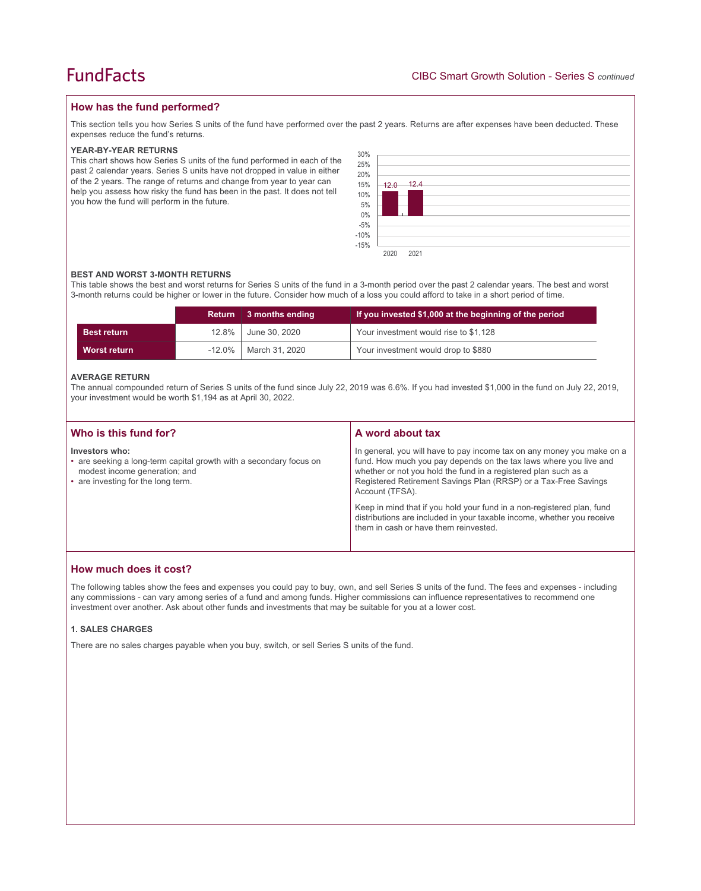## How has the fund performed?

This section tells you how Series S units of the fund have performed over the past 2 years. Returns are after expenses have been deducted. These expenses reduce the fund's returns.

### YEAR-BY-YEAR RETURNS

This chart shows how Series S units of the fund performed in each of the past 2 calendar years. Series S units have not dropped in value in either of the 2 years. The range of returns and change from year to year can help you assess how risky the fund has been in the past. It does not tell you how the fund will perform in the future.

| Year | Return (%) |
|---|---|
| 2020 | 12.0 |
| 2021 | 12.4 |

### BEST AND WORST 3-MONTH RETURNS

This table shows the best and worst returns for Series S units of the fund in a 3-month period over the past 2 calendar years. The best and worst 3-month returns could be higher or lower in the future. Consider how much of a loss you could afford to take in a short period of time.

| | Return | 3 months ending | If you invested $1,000 at the beginning of the period |
|---|---|---|---|
| **Best return** | 12.8% | June 30, 2020 | Your investment would rise to $1,128 |
| **Worst return** | -12.0% | March 31, 2020 | Your investment would drop to $880 |

### AVERAGE RETURN

The annual compounded return of Series S units of the fund since July 22, 2019 was 6.6%. If you had invested $1,000 in the fund on July 22, 2019, your investment would be worth $1,194 as at April 30, 2022.

## Who is this fund for?

**Investors who:**

- are seeking a long-term capital growth with a secondary focus on modest income generation; and
- are investing for the long term.

## A word about tax

In general, you will have to pay income tax on any money you make on a fund. How much you pay depends on the tax laws where you live and whether or not you hold the fund in a registered plan such as a Registered Retirement Savings Plan (RRSP) or a Tax-Free Savings Account (TFSA).

Keep in mind that if you hold your fund in a non-registered plan, fund distributions are included in your taxable income, whether you receive them in cash or have them reinvested.

## How much does it cost?

The following tables show the fees and expenses you could pay to buy, own, and sell Series S units of the fund. The fees and expenses - including any commissions - can vary among series of a fund and among funds. Higher commissions can influence representatives to recommend one investment over another. Ask about other funds and investments that may be suitable for you at a lower cost.

### 1. SALES CHARGES

There are no sales charges payable when you buy, switch, or sell Series S units of the fund.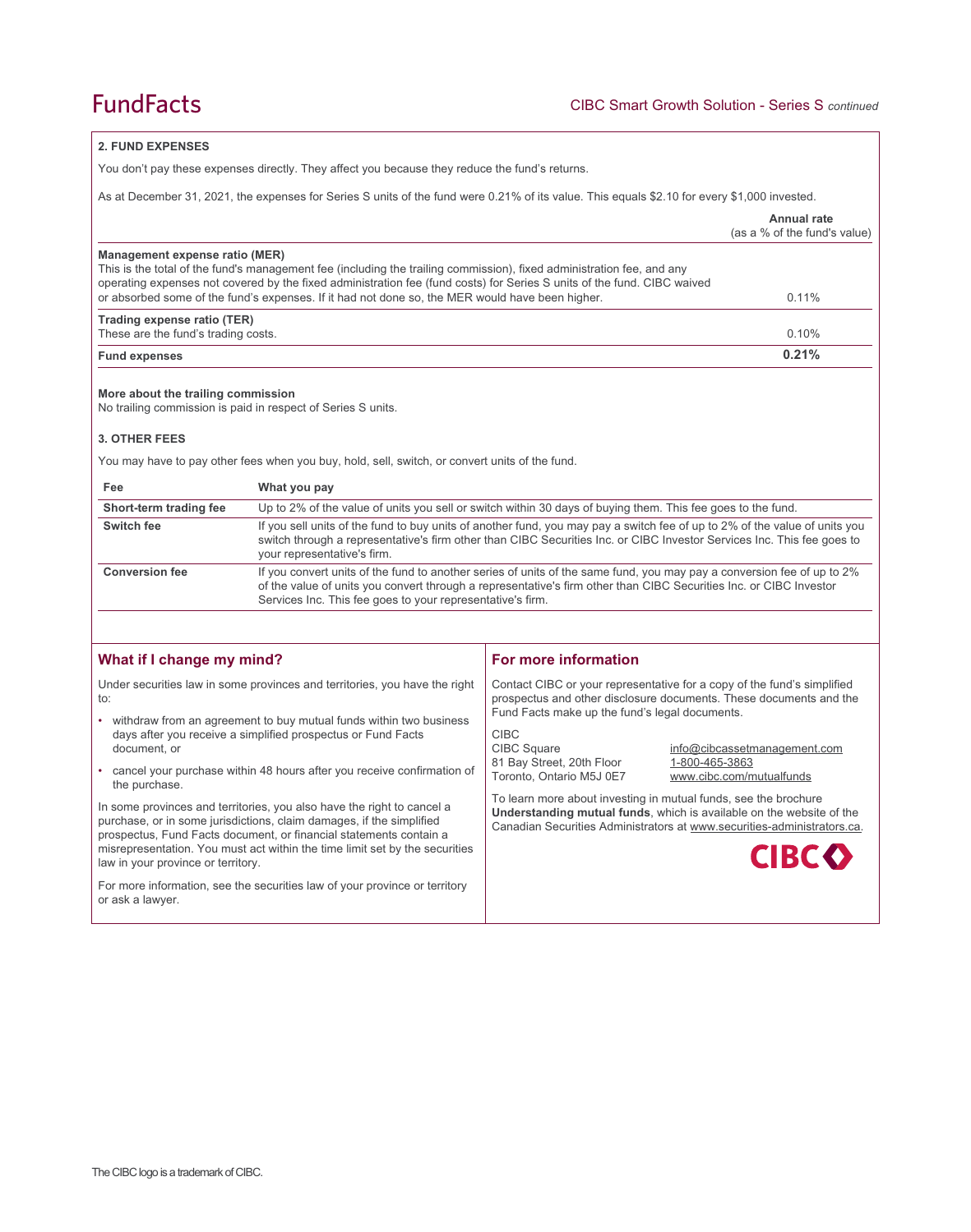## 2. FUND EXPENSES

You don't pay these expenses directly. They affect you because they reduce the fund's returns.

As at December 31, 2021, the expenses for Series S units of the fund were 0.21% of its value. This equals $2.10 for every $1,000 invested.

| | Annual rate (as a % of the fund's value) |
|---|---|
| **Management expense ratio (MER)**<br>This is the total of the fund's management fee (including the trailing commission), fixed administration fee, and any operating expenses not covered by the fixed administration fee (fund costs) for Series S units of the fund. CIBC waived or absorbed some of the fund's expenses. If it had not done so, the MER would have been higher. | 0.11% |
| **Trading expense ratio (TER)**<br>These are the fund's trading costs. | 0.10% |
| **Fund expenses** | **0.21%** |

**More about the trailing commission**

No trailing commission is paid in respect of Series S units.

## 3. OTHER FEES

You may have to pay other fees when you buy, hold, sell, switch, or convert units of the fund.

| Fee | What you pay |
|---|---|
| **Short-term trading fee** | Up to 2% of the value of units you sell or switch within 30 days of buying them. This fee goes to the fund. |
| **Switch fee** | If you sell units of the fund to buy units of another fund, you may pay a switch fee of up to 2% of the value of units you switch through a representative's firm other than CIBC Securities Inc. or CIBC Investor Services Inc. This fee goes to your representative's firm. |
| **Conversion fee** | If you convert units of the fund to another series of units of the same fund, you may pay a conversion fee of up to 2% of the value of units you convert through a representative's firm other than CIBC Securities Inc. or CIBC Investor Services Inc. This fee goes to your representative's firm. |

## What if I change my mind?

Under securities law in some provinces and territories, you have the right to:

- withdraw from an agreement to buy mutual funds within two business days after you receive a simplified prospectus or Fund Facts document, or
- cancel your purchase within 48 hours after you receive confirmation of the purchase.

In some provinces and territories, you also have the right to cancel a purchase, or in some jurisdictions, claim damages, if the simplified prospectus, Fund Facts document, or financial statements contain a misrepresentation. You must act within the time limit set by the securities law in your province or territory.

For more information, see the securities law of your province or territory or ask a lawyer.

## For more information

Contact CIBC or your representative for a copy of the fund's simplified prospectus and other disclosure documents. These documents and the Fund Facts make up the fund's legal documents.

CIBC
CIBC Square
81 Bay Street, 20th Floor
Toronto, Ontario M5J 0E7

info@cibcassetmanagement.com
1-800-465-3863
www.cibc.com/mutualfunds

To learn more about investing in mutual funds, see the brochure **Understanding mutual funds**, which is available on the website of the Canadian Securities Administrators at www.securities-administrators.ca.

The CIBC logo is a trademark of CIBC.